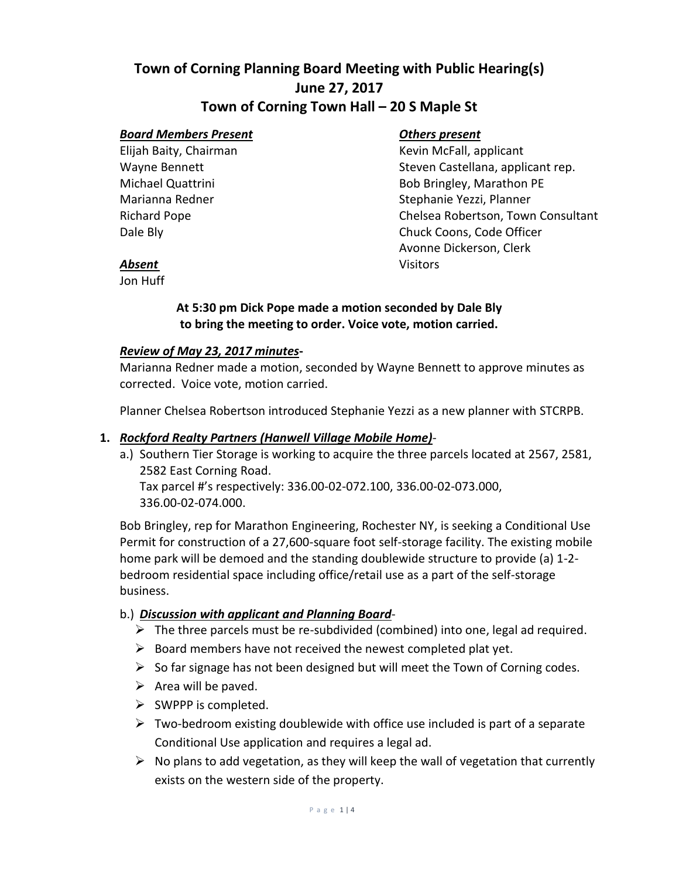# Town of Corning Planning Board Meeting with Public Hearing(s)
## June 27, 2017
## Town of Corning Town Hall – 20 S Maple St

***Board Members Present***

Elijah Baity, Chairman
Wayne Bennett
Michael Quattrini
Marianna Redner
Richard Pope
Dale Bly

***Absent***

Jon Huff

***Others present***

Kevin McFall, applicant
Steven Castellana, applicant rep.
Bob Bringley, Marathon PE
Stephanie Yezzi, Planner
Chelsea Robertson, Town Consultant
Chuck Coons, Code Officer
Avonne Dickerson, Clerk
Visitors

**At 5:30 pm Dick Pope made a motion seconded by Dale Bly to bring the meeting to order. Voice vote, motion carried.**

***Review of May 23, 2017 minutes*-**

Marianna Redner made a motion, seconded by Wayne Bennett to approve minutes as corrected. Voice vote, motion carried.

Planner Chelsea Robertson introduced Stephanie Yezzi as a new planner with STCRPB.

1. ***Rockford Realty Partners (Hanwell Village Mobile Home)***-

   a.) Southern Tier Storage is working to acquire the three parcels located at 2567, 2581, 2582 East Corning Road.
   Tax parcel #'s respectively: 336.00-02-072.100, 336.00-02-073.000, 336.00-02-074.000.

   Bob Bringley, rep for Marathon Engineering, Rochester NY, is seeking a Conditional Use Permit for construction of a 27,600-square foot self-storage facility. The existing mobile home park will be demoed and the standing doublewide structure to provide (a) 1-2-bedroom residential space including office/retail use as a part of the self-storage business.

   b.) ***Discussion with applicant and Planning Board***-

   - The three parcels must be re-subdivided (combined) into one, legal ad required.
   - Board members have not received the newest completed plat yet.
   - So far signage has not been designed but will meet the Town of Corning codes.
   - Area will be paved.
   - SWPPP is completed.
   - Two-bedroom existing doublewide with office use included is part of a separate Conditional Use application and requires a legal ad.
   - No plans to add vegetation, as they will keep the wall of vegetation that currently exists on the western side of the property.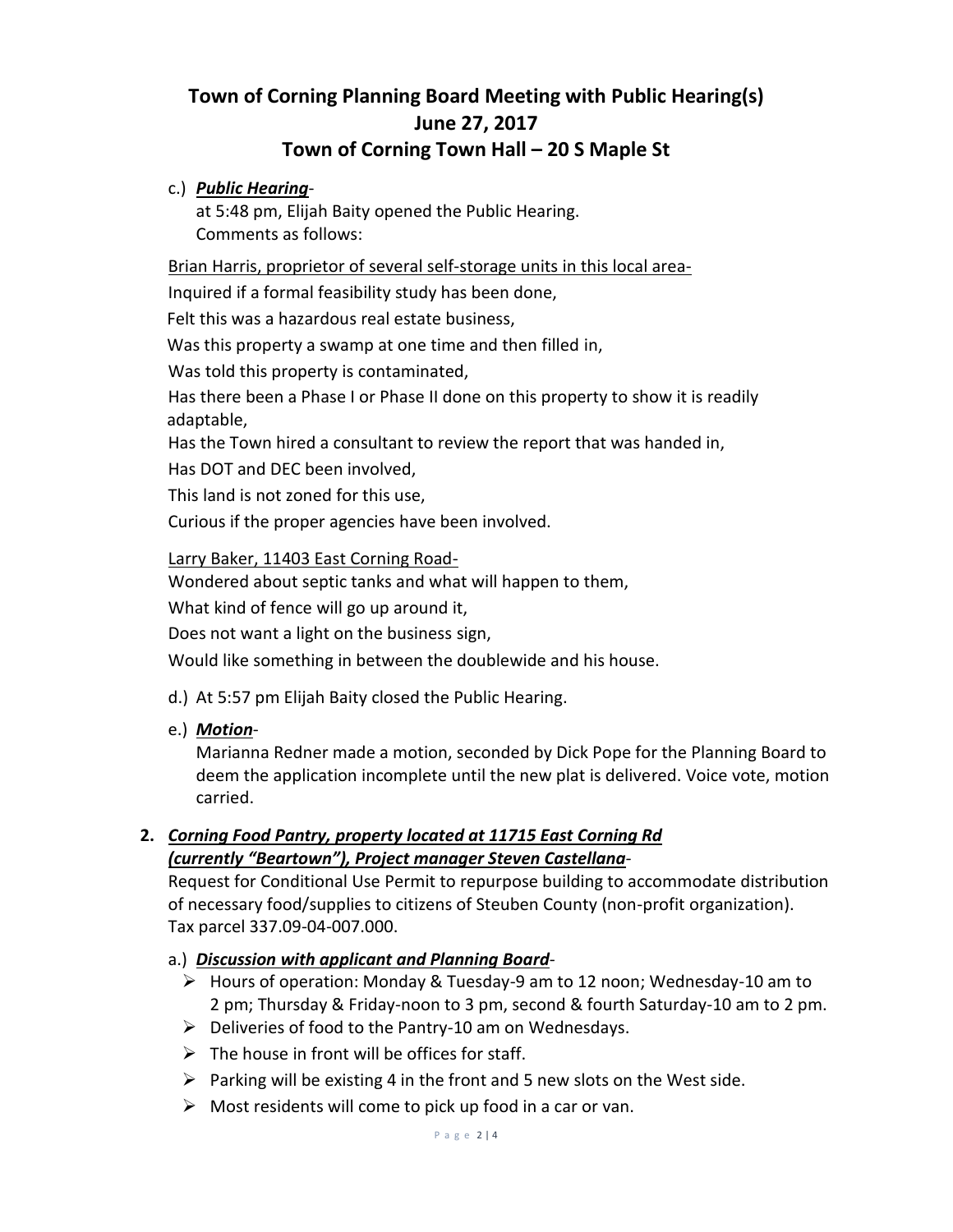# Town of Corning Planning Board Meeting with Public Hearing(s)
## June 27, 2017
## Town of Corning Town Hall – 20 S Maple St

c.) ***Public Hearing***-

at 5:48 pm, Elijah Baity opened the Public Hearing.
Comments as follows:

Brian Harris, proprietor of several self-storage units in this local area-

Inquired if a formal feasibility study has been done,

Felt this was a hazardous real estate business,

Was this property a swamp at one time and then filled in,

Was told this property is contaminated,

Has there been a Phase I or Phase II done on this property to show it is readily adaptable,

Has the Town hired a consultant to review the report that was handed in,

Has DOT and DEC been involved,

This land is not zoned for this use,

Curious if the proper agencies have been involved.

Larry Baker, 11403 East Corning Road-

Wondered about septic tanks and what will happen to them,

What kind of fence will go up around it,

Does not want a light on the business sign,

Would like something in between the doublewide and his house.

d.) At 5:57 pm Elijah Baity closed the Public Hearing.

e.) ***Motion***-

Marianna Redner made a motion, seconded by Dick Pope for the Planning Board to deem the application incomplete until the new plat is delivered. Voice vote, motion carried.

**2. *Corning Food Pantry, property located at 11715 East Corning Rd (currently "Beartown"), Project manager Steven Castellana*-**

Request for Conditional Use Permit to repurpose building to accommodate distribution of necessary food/supplies to citizens of Steuben County (non-profit organization). Tax parcel 337.09-04-007.000.

a.) ***Discussion with applicant and Planning Board***-

- Hours of operation: Monday & Tuesday-9 am to 12 noon; Wednesday-10 am to 2 pm; Thursday & Friday-noon to 3 pm, second & fourth Saturday-10 am to 2 pm.
- Deliveries of food to the Pantry-10 am on Wednesdays.
- The house in front will be offices for staff.
- Parking will be existing 4 in the front and 5 new slots on the West side.
- Most residents will come to pick up food in a car or van.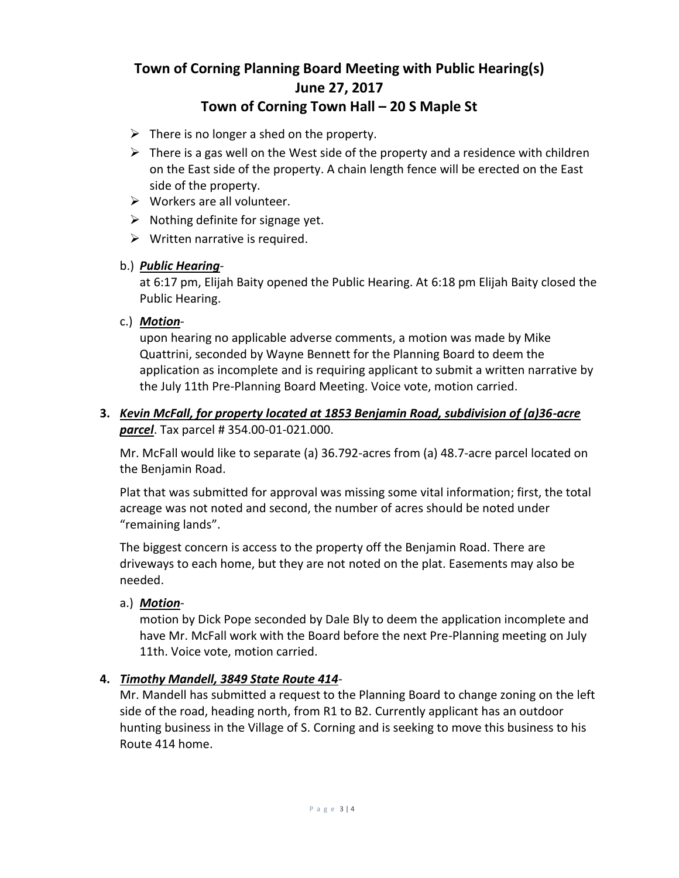# Town of Corning Planning Board Meeting with Public Hearing(s)
# June 27, 2017
# Town of Corning Town Hall – 20 S Maple St

- There is no longer a shed on the property.
- There is a gas well on the West side of the property and a residence with children on the East side of the property. A chain length fence will be erected on the East side of the property.
- Workers are all volunteer.
- Nothing definite for signage yet.
- Written narrative is required.

b.) ***Public Hearing***-

at 6:17 pm, Elijah Baity opened the Public Hearing. At 6:18 pm Elijah Baity closed the Public Hearing.

c.) ***Motion***-

upon hearing no applicable adverse comments, a motion was made by Mike Quattrini, seconded by Wayne Bennett for the Planning Board to deem the application as incomplete and is requiring applicant to submit a written narrative by the July 11th Pre-Planning Board Meeting. Voice vote, motion carried.

**3.** ***Kevin McFall, for property located at 1853 Benjamin Road, subdivision of (a)36-acre parcel***. Tax parcel # 354.00-01-021.000.

Mr. McFall would like to separate (a) 36.792-acres from (a) 48.7-acre parcel located on the Benjamin Road.

Plat that was submitted for approval was missing some vital information; first, the total acreage was not noted and second, the number of acres should be noted under "remaining lands".

The biggest concern is access to the property off the Benjamin Road. There are driveways to each home, but they are not noted on the plat. Easements may also be needed.

a.) ***Motion***-

motion by Dick Pope seconded by Dale Bly to deem the application incomplete and have Mr. McFall work with the Board before the next Pre-Planning meeting on July 11th. Voice vote, motion carried.

**4.** ***Timothy Mandell, 3849 State Route 414***-

Mr. Mandell has submitted a request to the Planning Board to change zoning on the left side of the road, heading north, from R1 to B2. Currently applicant has an outdoor hunting business in the Village of S. Corning and is seeking to move this business to his Route 414 home.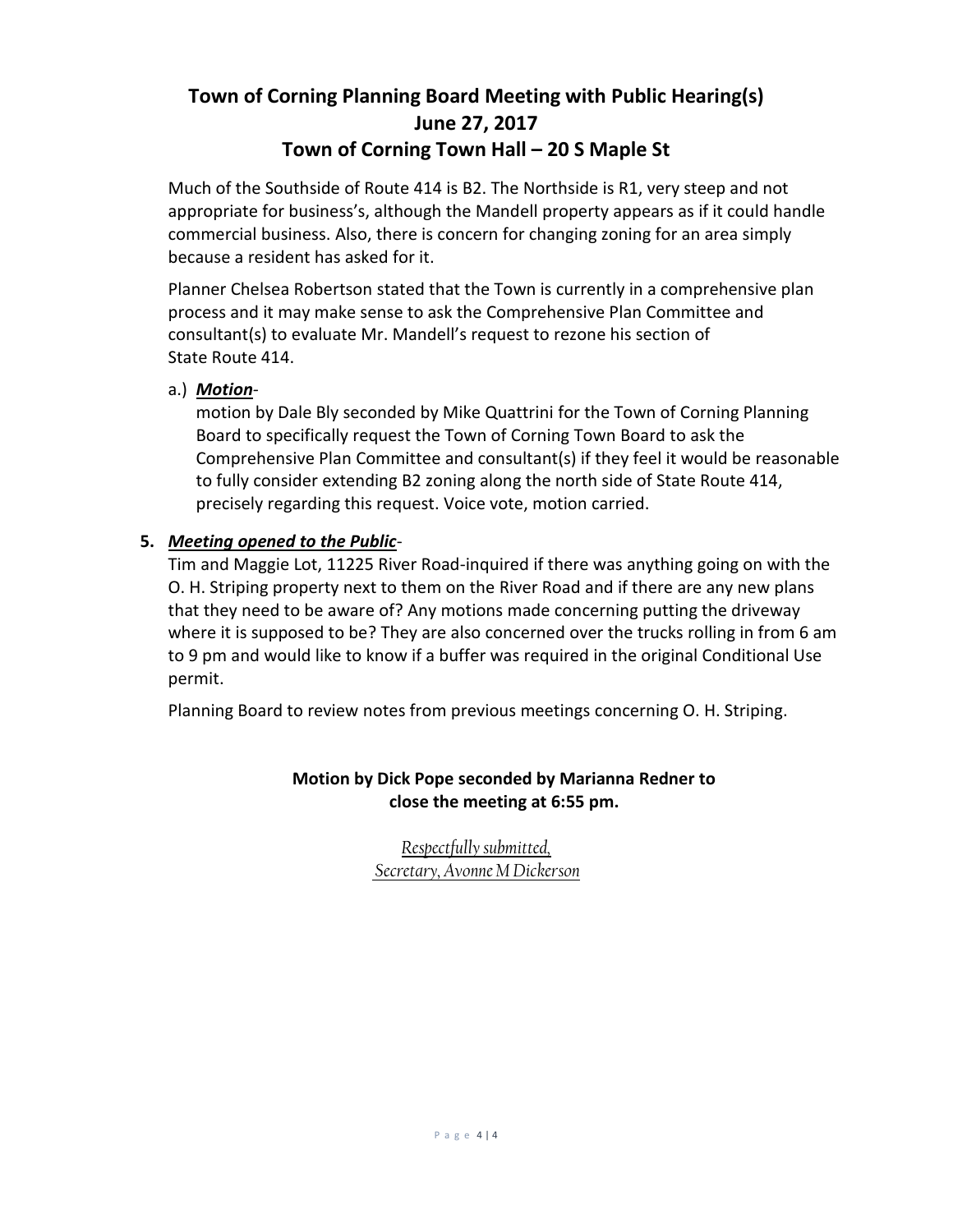# Town of Corning Planning Board Meeting with Public Hearing(s)
## June 27, 2017
## Town of Corning Town Hall – 20 S Maple St

Much of the Southside of Route 414 is B2. The Northside is R1, very steep and not appropriate for business's, although the Mandell property appears as if it could handle commercial business. Also, there is concern for changing zoning for an area simply because a resident has asked for it.

Planner Chelsea Robertson stated that the Town is currently in a comprehensive plan process and it may make sense to ask the Comprehensive Plan Committee and consultant(s) to evaluate Mr. Mandell's request to rezone his section of State Route 414.

a.) ***Motion***-
motion by Dale Bly seconded by Mike Quattrini for the Town of Corning Planning Board to specifically request the Town of Corning Town Board to ask the Comprehensive Plan Committee and consultant(s) if they feel it would be reasonable to fully consider extending B2 zoning along the north side of State Route 414, precisely regarding this request. Voice vote, motion carried.

**5.** ***Meeting opened to the Public***-
Tim and Maggie Lot, 11225 River Road-inquired if there was anything going on with the O. H. Striping property next to them on the River Road and if there are any new plans that they need to be aware of? Any motions made concerning putting the driveway where it is supposed to be? They are also concerned over the trucks rolling in from 6 am to 9 pm and would like to know if a buffer was required in the original Conditional Use permit.

Planning Board to review notes from previous meetings concerning O. H. Striping.

**Motion by Dick Pope seconded by Marianna Redner to close the meeting at 6:55 pm.**

*Respectfully submitted,*
*Secretary, Avonne M Dickerson*